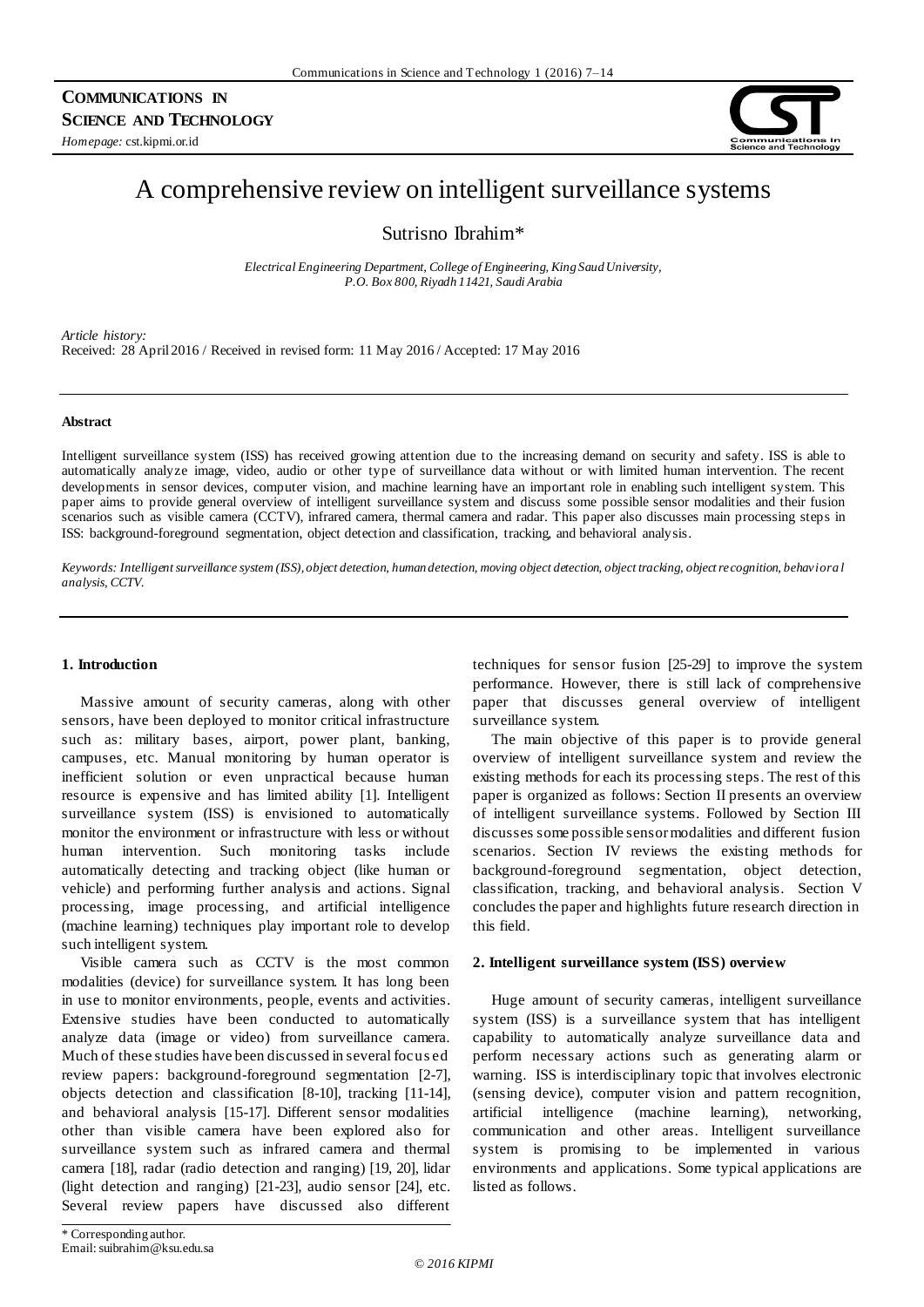**COMMUNICATIONS IN SCIENCE AND TECHNOLOGY**

*Homepage:* cst.kipmi.or.id

# A comprehensive review on intelligent surveillance systems

Sutrisno Ibrahim*

*Electrical Engineering Department, College of Engineering, King Saud University, P.O. Box 800, Riyadh 11421, Saudi Arabia*

*Article history:*
Received: 28 April 2016 / Received in revised form: 11 May 2016 / Accepted: 17 May 2016

**Abstract**

Intelligent surveillance system (ISS) has received growing attention due to the increasing demand on security and safety. ISS is able to automatically analyze image, video, audio or other type of surveillance data without or with limited human intervention. The recent developments in sensor devices, computer vision, and machine learning have an important role in enabling such intelligent system. This paper aims to provide general overview of intelligent surveillance system and discuss some possible sensor modalities and their fusion scenarios such as visible camera (CCTV), infrared camera, thermal camera and radar. This paper also discusses main processing steps in ISS: background-foreground segmentation, object detection and classification, tracking, and behavioral analysis.

*Keywords: Intelligent surveillance system (ISS), object detection, human detection, moving object detection, object tracking, object recognition, behavioral analysis, CCTV.*

## 1. Introduction

Massive amount of security cameras, along with other sensors, have been deployed to monitor critical infrastructure such as: military bases, airport, power plant, banking, campuses, etc. Manual monitoring by human operator is inefficient solution or even unpractical because human resource is expensive and has limited ability [1]. Intelligent surveillance system (ISS) is envisioned to automatically monitor the environment or infrastructure with less or without human intervention. Such monitoring tasks include automatically detecting and tracking object (like human or vehicle) and performing further analysis and actions. Signal processing, image processing, and artificial intelligence (machine learning) techniques play important role to develop such intelligent system.

Visible camera such as CCTV is the most common modalities (device) for surveillance system. It has long been in use to monitor environments, people, events and activities. Extensive studies have been conducted to automatically analyze data (image or video) from surveillance camera. Much of these studies have been discussed in several focused review papers: background-foreground segmentation [2-7], objects detection and classification [8-10], tracking [11-14], and behavioral analysis [15-17]. Different sensor modalities other than visible camera have been explored also for surveillance system such as infrared camera and thermal camera [18], radar (radio detection and ranging) [19, 20], lidar (light detection and ranging) [21-23], audio sensor [24], etc. Several review papers have discussed also different techniques for sensor fusion [25-29] to improve the system performance. However, there is still lack of comprehensive paper that discusses general overview of intelligent surveillance system.

The main objective of this paper is to provide general overview of intelligent surveillance system and review the existing methods for each its processing steps. The rest of this paper is organized as follows: Section II presents an overview of intelligent surveillance systems. Followed by Section III discusses some possible sensor modalities and different fusion scenarios. Section IV reviews the existing methods for background-foreground segmentation, object detection, classification, tracking, and behavioral analysis. Section V concludes the paper and highlights future research direction in this field.

## 2. Intelligent surveillance system (ISS) overview

Huge amount of security cameras, intelligent surveillance system (ISS) is a surveillance system that has intelligent capability to automatically analyze surveillance data and perform necessary actions such as generating alarm or warning. ISS is interdisciplinary topic that involves electronic (sensing device), computer vision and pattern recognition, artificial intelligence (machine learning), networking, communication and other areas. Intelligent surveillance system is promising to be implemented in various environments and applications. Some typical applications are listed as follows.

\* Corresponding author.
Email: suibrahim@ksu.edu.sa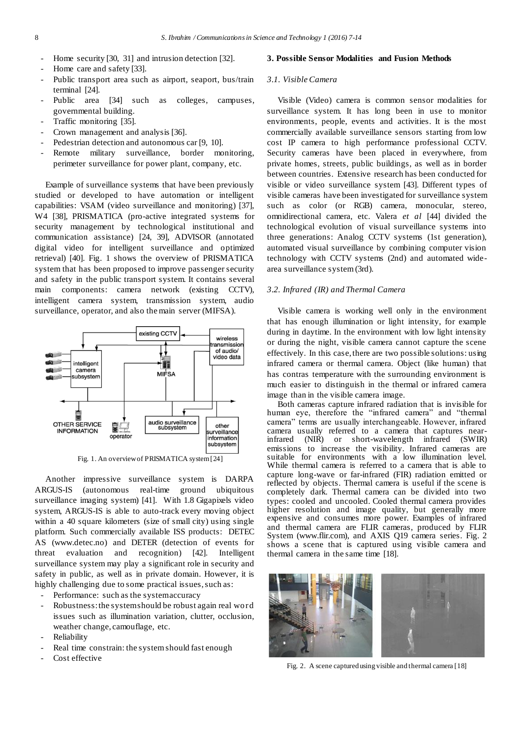- Home security [30, 31] and intrusion detection [32].
- Home care and safety [33].
- Public transport area such as airport, seaport, bus/train terminal [24].
- Public area [34] such as colleges, campuses, governmental building.
- Traffic monitoring [35].
- Crown management and analysis [36].
- Pedestrian detection and autonomous car [9, 10].
- Remote military surveillance, border monitoring, perimeter surveillance for power plant, company, etc.

Example of surveillance systems that have been previously studied or developed to have automation or intelligent capabilities: VSAM (video surveillance and monitoring) [37], W4 [38], PRISMATICA (pro-active integrated systems for security management by technological institutional and communication assistance) [24, 39], ADVISOR (annotated digital video for intelligent surveillance and optimized retrieval) [40]. Fig. 1 shows the overview of PRISMATICA system that has been proposed to improve passenger security and safety in the public transport system. It contains several main components: camera network (existing CCTV), intelligent camera system, transmission system, audio surveillance, operator, and also the main server (MIFSA).

Fig. 1. An overview of PRISMATICA system [24]

Another impressive surveillance system is DARPA ARGUS-IS (autonomous real-time ground ubiquitous surveillance imaging system) [41]. With 1.8 Gigapixels video system, ARGUS-IS is able to auto-track every moving object within a 40 square kilometers (size of small city) using single platform. Such commercially available ISS products: DETEC AS (www.detec.no) and DETER (detection of events for threat evaluation and recognition) [42]. Intelligent surveillance system may play a significant role in security and safety in public, as well as in private domain. However, it is highly challenging due to some practical issues, such as:

- Performance: such as the system accuracy
- Robustness: the system should be robust again real word issues such as illumination variation, clutter, occlusion, weather change, camouflage, etc.
- Reliability
- Real time constrain: the system should fast enough
- Cost effective

## 3. Possible Sensor Modalities and Fusion Methods

### *3.1. Visible Camera*

Visible (Video) camera is common sensor modalities for surveillance system. It has long been in use to monitor environments, people, events and activities. It is the most commercially available surveillance sensors starting from low cost IP camera to high performance professional CCTV. Security cameras have been placed in everywhere, from private homes, streets, public buildings, as well as in border between countries. Extensive research has been conducted for visible or video surveillance system [43]. Different types of visible cameras have been investigated for surveillance system such as color (or RGB) camera, monocular, stereo, omnidirectional camera, etc. Valera *et al* [44] divided the technological evolution of visual surveillance systems into three generations: Analog CCTV systems (1st generation), automated visual surveillance by combining computer vision technology with CCTV systems (2nd) and automated wide-area surveillance system (3rd).

### *3.2. Infrared (IR) and Thermal Camera*

Visible camera is working well only in the environment that has enough illumination or light intensity, for example during in daytime. In the environment with low light intensity or during the night, visible camera cannot capture the scene effectively. In this case, there are two possible solutions: using infrared camera or thermal camera. Object (like human) that has contras temperature with the surrounding environment is much easier to distinguish in the thermal or infrared camera image than in the visible camera image.

Both cameras capture infrared radiation that is invisible for human eye, therefore the "infrared camera" and "thermal camera" terms are usually interchangeable. However, infrared camera usually referred to a camera that captures near-infrared (NIR) or short-wavelength infrared (SWIR) emissions to increase the visibility. Infrared cameras are suitable for environments with a low illumination level. While thermal camera is referred to a camera that is able to capture long-wave or far-infrared (FIR) radiation emitted or reflected by objects. Thermal camera is useful if the scene is completely dark. Thermal camera can be divided into two types: cooled and uncooled. Cooled thermal camera provides higher resolution and image quality, but generally more expensive and consumes more power. Examples of infrared and thermal camera are FLIR cameras, produced by FLIR System (www.flir.com), and AXIS Q19 camera series. Fig. 2 shows a scene that is captured using visible camera and thermal camera in the same time [18].

Fig. 2. A scene captured using visible and thermal camera [18]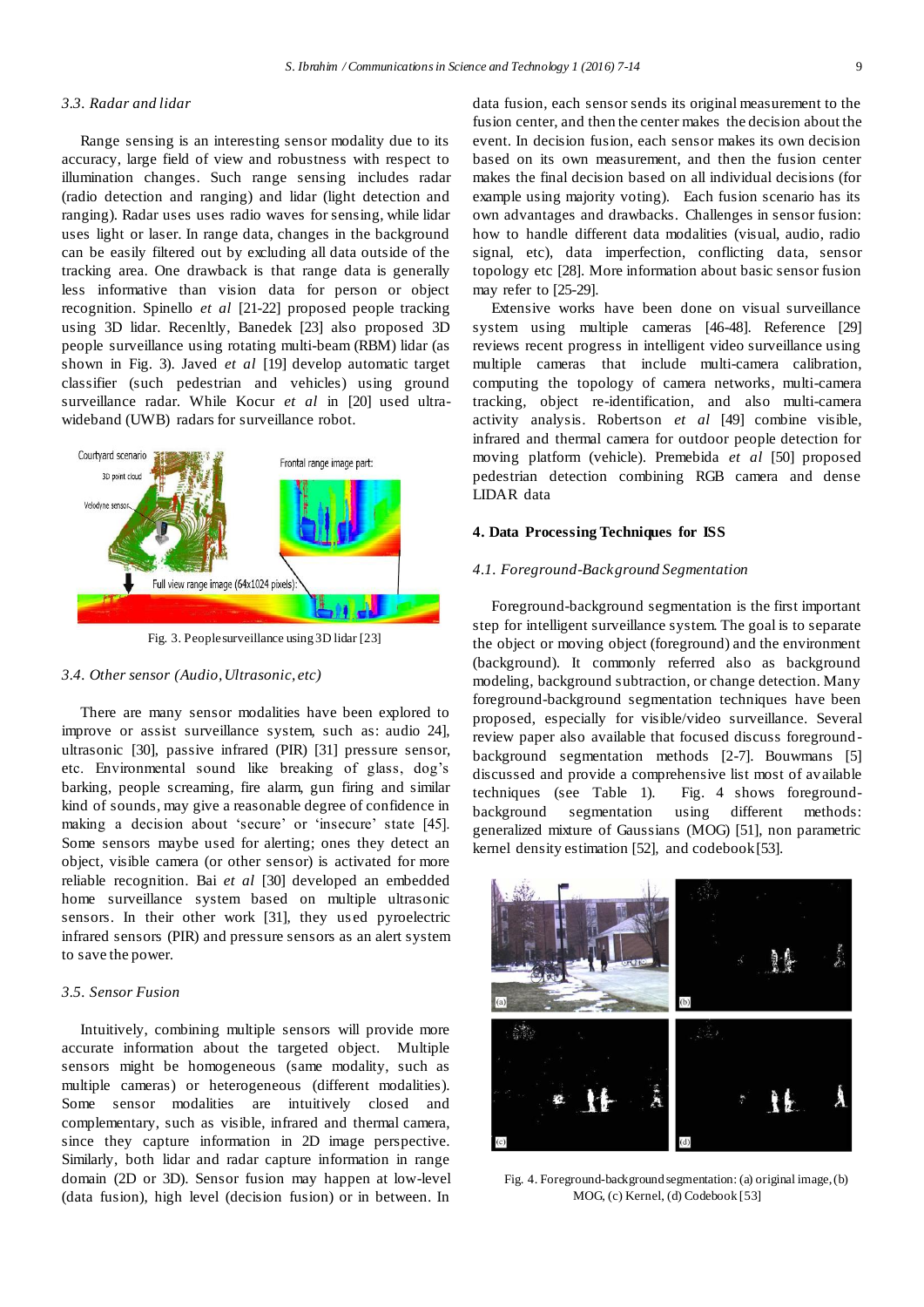### 3.3. Radar and lidar

Range sensing is an interesting sensor modality due to its accuracy, large field of view and robustness with respect to illumination changes. Such range sensing includes radar (radio detection and ranging) and lidar (light detection and ranging). Radar uses uses radio waves for sensing, while lidar uses light or laser. In range data, changes in the background can be easily filtered out by excluding all data outside of the tracking area. One drawback is that range data is generally less informative than vision data for person or object recognition. Spinello *et al* [21-22] proposed people tracking using 3D lidar. Recenltly, Banedek [23] also proposed 3D people surveillance using rotating multi-beam (RBM) lidar (as shown in Fig. 3). Javed *et al* [19] develop automatic target classifier (such pedestrian and vehicles) using ground surveillance radar. While Kocur *et al* in [20] used ultra-wideband (UWB) radars for surveillance robot.

Fig. 3. People surveillance using 3D lidar [23]

### 3.4. Other sensor (Audio, Ultrasonic, etc)

There are many sensor modalities have been explored to improve or assist surveillance system, such as: audio 24], ultrasonic [30], passive infrared (PIR) [31] pressure sensor, etc. Environmental sound like breaking of glass, dog's barking, people screaming, fire alarm, gun firing and similar kind of sounds, may give a reasonable degree of confidence in making a decision about 'secure' or 'insecure' state [45]. Some sensors maybe used for alerting; ones they detect an object, visible camera (or other sensor) is activated for more reliable recognition. Bai *et al* [30] developed an embedded home surveillance system based on multiple ultrasonic sensors. In their other work [31], they used pyroelectric infrared sensors (PIR) and pressure sensors as an alert system to save the power.

### 3.5. Sensor Fusion

Intuitively, combining multiple sensors will provide more accurate information about the targeted object. Multiple sensors might be homogeneous (same modality, such as multiple cameras) or heterogeneous (different modalities). Some sensor modalities are intuitively closed and complementary, such as visible, infrared and thermal camera, since they capture information in 2D image perspective. Similarly, both lidar and radar capture information in range domain (2D or 3D). Sensor fusion may happen at low-level (data fusion), high level (decision fusion) or in between. In data fusion, each sensor sends its original measurement to the fusion center, and then the center makes the decision about the event. In decision fusion, each sensor makes its own decision based on its own measurement, and then the fusion center makes the final decision based on all individual decisions (for example using majority voting). Each fusion scenario has its own advantages and drawbacks. Challenges in sensor fusion: how to handle different data modalities (visual, audio, radio signal, etc), data imperfection, conflicting data, sensor topology etc [28]. More information about basic sensor fusion may refer to [25-29].

Extensive works have been done on visual surveillance system using multiple cameras [46-48]. Reference [29] reviews recent progress in intelligent video surveillance using multiple cameras that include multi-camera calibration, computing the topology of camera networks, multi-camera tracking, object re-identification, and also multi-camera activity analysis. Robertson *et al* [49] combine visible, infrared and thermal camera for outdoor people detection for moving platform (vehicle). Premebida *et al* [50] proposed pedestrian detection combining RGB camera and dense LIDAR data

## 4. Data Processing Techniques for ISS

### 4.1. Foreground-Background Segmentation

Foreground-background segmentation is the first important step for intelligent surveillance system. The goal is to separate the object or moving object (foreground) and the environment (background). It commonly referred also as background modeling, background subtraction, or change detection. Many foreground-background segmentation techniques have been proposed, especially for visible/video surveillance. Several review paper also available that focused discuss foreground-background segmentation methods [2-7]. Bouwmans [5] discussed and provide a comprehensive list most of available techniques (see Table 1). Fig. 4 shows foreground-background segmentation using different methods: generalized mixture of Gaussians (MOG) [51], non parametric kernel density estimation [52], and codebook [53].

Fig. 4. Foreground-background segmentation: (a) original image, (b) MOG, (c) Kernel, (d) Codebook [53]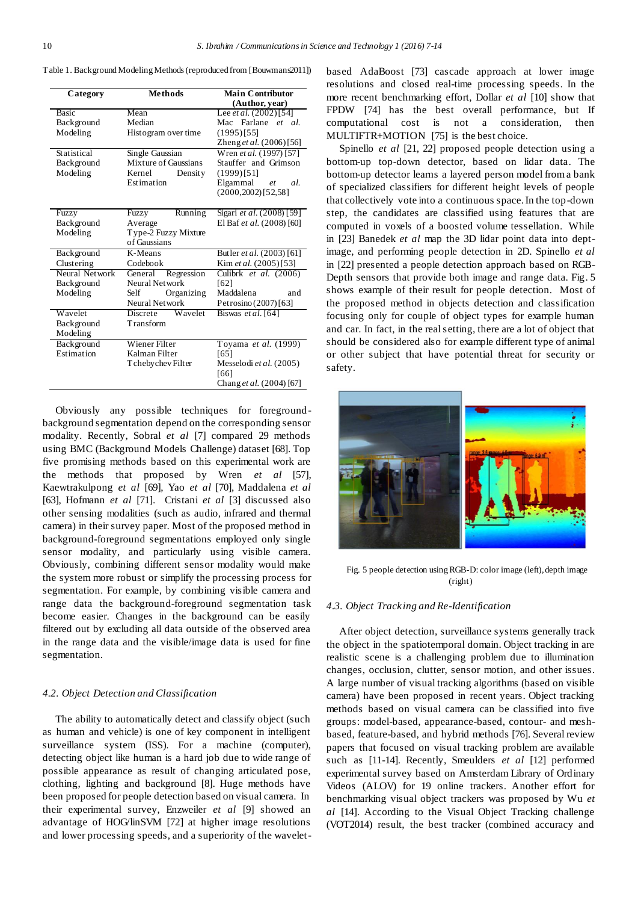Table 1. Background Modeling Methods (reproduced from [Bouwmans2011])

| Category | Methods | Main Contributor (Author, year) |
|---|---|---|
| Basic Background Modeling | Mean<br>Median<br>Histogram over time | Lee *et al.* (2002) [54]<br>Mac Farlane *et al.* (1995) [55]<br>Zheng *et al.* (2006) [56] |
| Statistical Background Modeling | Single Gaussian<br>Mixture of Gaussians<br>Kernel Density Estimation | Wren *et al.* (1997) [57]<br>Stauffer and Grimson (1999) [51]<br>Elgammal *et al.* (2000,2002) [52,58] |
| Fuzzy Background Modeling | Fuzzy Running Average<br>Type-2 Fuzzy Mixture of Gaussians | Sigari *et al.* (2008) [59]<br>El Baf *et al.* (2008) [60] |
| Background Clustering | K-Means<br>Codebook | Butler *et al.* (2003) [61]<br>Kim *et al.* (2005) [53] |
| Neural Network Background Modeling | General Regression Neural Network<br>Self Organizing Neural Network | Culibrk *et al.* (2006) [62]<br>Maddalena and Petrosino (2007) [63] |
| Wavelet Background Modeling | Discrete Wavelet Transform | Biswas *et al.* [64] |
| Background Estimation | Wiener Filter<br>Kalman Filter<br>Tchebychev Filter | Toyama *et al.* (1999) [65]<br>Messelodi *et al.* (2005) [66]<br>Chang *et al.* (2004) [67] |

Obviously any possible techniques for foreground-background segmentation depend on the corresponding sensor modality. Recently, Sobral *et al* [7] compared 29 methods using BMC (Background Models Challenge) dataset [68]. Top five promising methods based on this experimental work are the methods that proposed by Wren *et al* [57], Kaewtrakulpong *et al* [69], Yao *et al* [70], Maddalena *et al* [63], Hofmann *et al* [71]. Cristani *et al* [3] discussed also other sensing modalities (such as audio, infrared and thermal camera) in their survey paper. Most of the proposed method in background-foreground segmentations employed only single sensor modality, and particularly using visible camera. Obviously, combining different sensor modality would make the system more robust or simplify the processing process for segmentation. For example, by combining visible camera and range data the background-foreground segmentation task become easier. Changes in the background can be easily filtered out by excluding all data outside of the observed area in the range data and the visible/image data is used for fine segmentation.

### 4.2. Object Detection and Classification

The ability to automatically detect and classify object (such as human and vehicle) is one of key component in intelligent surveillance system (ISS). For a machine (computer), detecting object like human is a hard job due to wide range of possible appearance as result of changing articulated pose, clothing, lighting and background [8]. Huge methods have been proposed for people detection based on visual camera. In their experimental survey, Enzweiler *et al* [9] showed an advantage of HOG/linSVM [72] at higher image resolutions and lower processing speeds, and a superiority of the wavelet-based AdaBoost [73] cascade approach at lower image resolutions and closed real-time processing speeds. In the more recent benchmarking effort, Dollar *et al* [10] show that FPDW [74] has the best overall performance, but If computational cost is not a consideration, then MULTIFTR+MOTION [75] is the best choice.

Spinello *et al* [21, 22] proposed people detection using a bottom-up top-down detector, based on lidar data. The bottom-up detector learns a layered person model from a bank of specialized classifiers for different height levels of people that collectively vote into a continuous space. In the top-down step, the candidates are classified using features that are computed in voxels of a boosted volume tessellation. While in [23] Banedek *et al* map the 3D lidar point data into dept-image, and performing people detection in 2D. Spinello *et al* in [22] presented a people detection approach based on RGB-Depth sensors that provide both image and range data. Fig. 5 shows example of their result for people detection. Most of the proposed method in objects detection and classification focusing only for couple of object types for example human and car. In fact, in the real setting, there are a lot of object that should be considered also for example different type of animal or other subject that have potential threat for security or safety.

Fig. 5 people detection using RGB-D: color image (left), depth image (right)

### 4.3. Object Tracking and Re-Identification

After object detection, surveillance systems generally track the object in the spatiotemporal domain. Object tracking in are realistic scene is a challenging problem due to illumination changes, occlusion, clutter, sensor motion, and other issues. A large number of visual tracking algorithms (based on visible camera) have been proposed in recent years. Object tracking methods based on visual camera can be classified into five groups: model-based, appearance-based, contour- and mesh-based, feature-based, and hybrid methods [76]. Several review papers that focused on visual tracking problem are available such as [11-14]. Recently, Smeulders *et al* [12] performed experimental survey based on Amsterdam Library of Ordinary Videos (ALOV) for 19 online trackers. Another effort for benchmarking visual object trackers was proposed by Wu *et al* [14]. According to the Visual Object Tracking challenge (VOT2014) result, the best tracker (combined accuracy and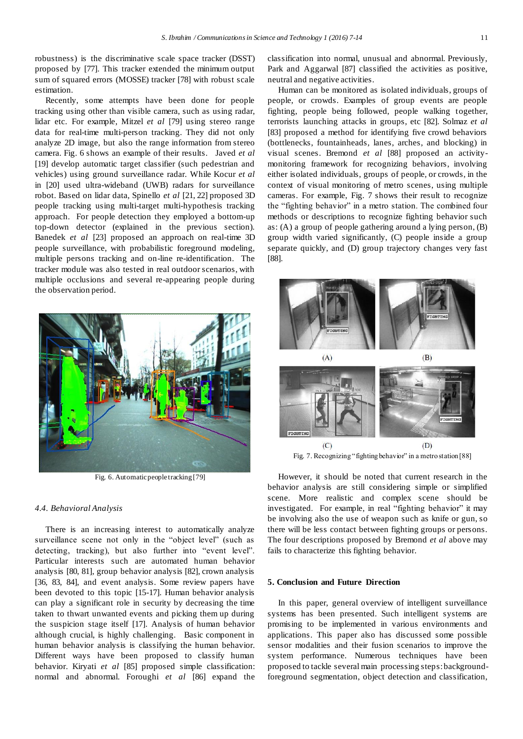robustness) is the discriminative scale space tracker (DSST) proposed by [77]. This tracker extended the minimum output sum of squared errors (MOSSE) tracker [78] with robust scale estimation.

Recently, some attempts have been done for people tracking using other than visible camera, such as using radar, lidar etc. For example, Mitzel *et al* [79] using stereo range data for real-time multi-person tracking. They did not only analyze 2D image, but also the range information from stereo camera. Fig. 6 shows an example of their results. Javed *et al* [19] develop automatic target classifier (such pedestrian and vehicles) using ground surveillance radar. While Kocur *et al* in [20] used ultra-wideband (UWB) radars for surveillance robot. Based on lidar data, Spinello *et al* [21, 22] proposed 3D people tracking using multi-target multi-hypothesis tracking approach. For people detection they employed a bottom-up top-down detector (explained in the previous section). Banedek *et al* [23] proposed an approach on real-time 3D people surveillance, with probabilistic foreground modeling, multiple persons tracking and on-line re-identification. The tracker module was also tested in real outdoor scenarios, with multiple occlusions and several re-appearing people during the observation period.

Fig. 6. Automatic people tracking [79]

### 4.4. Behavioral Analysis

There is an increasing interest to automatically analyze surveillance scene not only in the "object level" (such as detecting, tracking), but also further into "event level". Particular interests such are automated human behavior analysis [80, 81], group behavior analysis [82], crown analysis [36, 83, 84], and event analysis. Some review papers have been devoted to this topic [15-17]. Human behavior analysis can play a significant role in security by decreasing the time taken to thwart unwanted events and picking them up during the suspicion stage itself [17]. Analysis of human behavior although crucial, is highly challenging. Basic component in human behavior analysis is classifying the human behavior. Different ways have been proposed to classify human behavior. Kiryati *et al* [85] proposed simple classification: normal and abnormal. Foroughi *et al* [86] expand the classification into normal, unusual and abnormal. Previously, Park and Aggarwal [87] classified the activities as positive, neutral and negative activities.

Human can be monitored as isolated individuals, groups of people, or crowds. Examples of group events are people fighting, people being followed, people walking together, terrorists launching attacks in groups, etc [82]. Solmaz *et al* [83] proposed a method for identifying five crowd behaviors (bottlenecks, fountainheads, lanes, arches, and blocking) in visual scenes. Bremond *et al* [88] proposed an activity-monitoring framework for recognizing behaviors, involving either isolated individuals, groups of people, or crowds, in the context of visual monitoring of metro scenes, using multiple cameras. For example, Fig. 7 shows their result to recognize the "fighting behavior" in a metro station. The combined four methods or descriptions to recognize fighting behavior such as: (A) a group of people gathering around a lying person, (B) group width varied significantly, (C) people inside a group separate quickly, and (D) group trajectory changes very fast [88].

(A) (B) (C) (D)

Fig. 7. Recognizing "fighting behavior" in a metro station [88]

However, it should be noted that current research in the behavior analysis are still considering simple or simplified scene. More realistic and complex scene should be investigated. For example, in real "fighting behavior" it may be involving also the use of weapon such as knife or gun, so there will be less contact between fighting groups or persons. The four descriptions proposed by Bremond *et al* above may fails to characterize this fighting behavior.

## 5. Conclusion and Future Direction

In this paper, general overview of intelligent surveillance systems has been presented. Such intelligent systems are promising to be implemented in various environments and applications. This paper also has discussed some possible sensor modalities and their fusion scenarios to improve the system performance. Numerous techniques have been proposed to tackle several main processing steps: background-foreground segmentation, object detection and classification,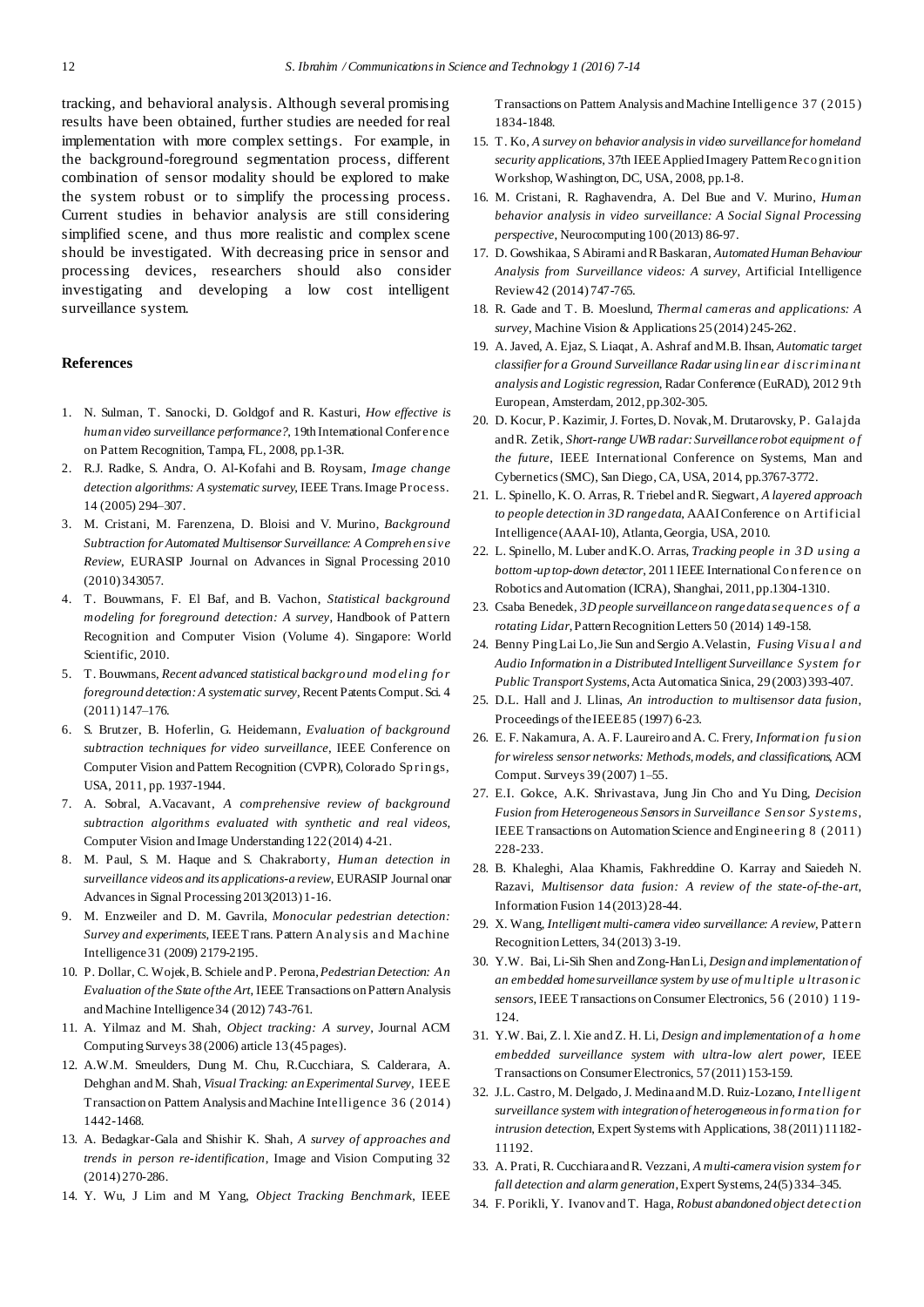tracking, and behavioral analysis. Although several promising results have been obtained, further studies are needed for real implementation with more complex settings. For example, in the background-foreground segmentation process, different combination of sensor modality should be explored to make the system robust or to simplify the processing process. Current studies in behavior analysis are still considering simplified scene, and thus more realistic and complex scene should be investigated. With decreasing price in sensor and processing devices, researchers should also consider investigating and developing a low cost intelligent surveillance system.

## References

1. N. Sulman, T. Sanocki, D. Goldgof and R. Kasturi, *How effective is human video surveillance performance?*, 19th International Conference on Pattern Recognition, Tampa, FL, 2008, pp.1-3R.
2. R.J. Radke, S. Andra, O. Al-Kofahi and B. Roysam, *Image change detection algorithms: A systematic survey*, IEEE Trans. Image Process. 14 (2005) 294–307.
3. M. Cristani, M. Farenzena, D. Bloisi and V. Murino, *Background Subtraction for Automated Multisensor Surveillance: A Comprehensive Review*, EURASIP Journal on Advances in Signal Processing 2010 (2010) 343057.
4. T. Bouwmans, F. El Baf, and B. Vachon, *Statistical background modeling for foreground detection: A survey*, Handbook of Pattern Recognition and Computer Vision (Volume 4). Singapore: World Scientific, 2010.
5. T. Bouwmans, *Recent advanced statistical background modeling for foreground detection: A systematic survey*, Recent Patents Comput. Sci. 4 (2011) 147–176.
6. S. Brutzer, B. Hoferlin, G. Heidemann, *Evaluation of background subtraction techniques for video surveillance*, IEEE Conference on Computer Vision and Pattern Recognition (CVPR), Colorado Springs, USA, 2011, pp. 1937-1944.
7. A. Sobral, A.Vacavant, *A comprehensive review of background subtraction algorithms evaluated with synthetic and real videos*, Computer Vision and Image Understanding 122 (2014) 4-21.
8. M. Paul, S. M. Haque and S. Chakraborty, *Human detection in surveillance videos and its applications-a review*, EURASIP Journal onar Advances in Signal Processing 2013(2013) 1-16.
9. M. Enzweiler and D. M. Gavrila, *Monocular pedestrian detection: Survey and experiments*, IEEE Trans. Pattern Analysis and Machine Intelligence 31 (2009) 2179-2195.
10. P. Dollar, C. Wojek, B. Schiele and P. Perona, *Pedestrian Detection: An Evaluation of the State of the Art*, IEEE Transactions on Pattern Analysis and Machine Intelligence 34 (2012) 743-761.
11. A. Yilmaz and M. Shah, *Object tracking: A survey*, Journal ACM Computing Surveys 38 (2006) article 13 (45 pages).
12. A.W.M. Smeulders, Dung M. Chu, R.Cucchiara, S. Calderara, A. Dehghan and M. Shah, *Visual Tracking: an Experimental Survey*, IEEE Transaction on Pattern Analysis and Machine Intelligence 36 (2014) 1442-1468.
13. A. Bedagkar-Gala and Shishir K. Shah, *A survey of approaches and trends in person re-identification*, Image and Vision Computing 32 (2014) 270-286.
14. Y. Wu, J Lim and M Yang, *Object Tracking Benchmark*, IEEE Transactions on Pattern Analysis and Machine Intelligence 37 (2015) 1834-1848.
15. T. Ko, *A survey on behavior analysis in video surveillance for homeland security applications*, 37th IEEE Applied Imagery Pattern Recognition Workshop, Washington, DC, USA, 2008, pp.1-8.
16. M. Cristani, R. Raghavendra, A. Del Bue and V. Murino, *Human behavior analysis in video surveillance: A Social Signal Processing perspective*, Neurocomputing 100 (2013) 86-97.
17. D. Gowshikaa, S Abirami and R Baskaran, *Automated Human Behaviour Analysis from Surveillance videos: A survey*, Artificial Intelligence Review 42 (2014) 747-765.
18. R. Gade and T. B. Moeslund, *Thermal cameras and applications: A survey*, Machine Vision & Applications 25 (2014) 245-262.
19. A. Javed, A. Ejaz, S. Liaqat, A. Ashraf and M.B. Ihsan, *Automatic target classifier for a Ground Surveillance Radar using linear discriminant analysis and Logistic regression*, Radar Conference (EuRAD), 2012 9th European, Amsterdam, 2012, pp.302-305.
20. D. Kocur, P. Kazimir, J. Fortes, D. Novak, M. Drutarovsky, P. Galajda and R. Zetik, *Short-range UWB radar: Surveillance robot equipment of the future*, IEEE International Conference on Systems, Man and Cybernetics (SMC), San Diego, CA, USA, 2014, pp.3767-3772.
21. L. Spinello, K. O. Arras, R. Triebel and R. Siegwart, *A layered approach to people detection in 3D range data*, AAAI Conference on Artificial Intelligence (AAAI-10), Atlanta, Georgia, USA, 2010.
22. L. Spinello, M. Luber and K.O. Arras, *Tracking people in 3D using a bottom-up top-down detector*, 2011 IEEE International Conference on Robotics and Automation (ICRA), Shanghai, 2011, pp.1304-1310.
23. Csaba Benedek, *3D people surveillance on range data sequences of a rotating Lidar*, Pattern Recognition Letters 50 (2014) 149-158.
24. Benny Ping Lai Lo, Jie Sun and Sergio A.Velastin, *Fusing Visual and Audio Information in a Distributed Intelligent Surveillance System for Public Transport Systems*, Acta Automatica Sinica, 29 (2003) 393-407.
25. D.L. Hall and J. Llinas, *An introduction to multisensor data fusion*, Proceedings of the IEEE 85 (1997) 6-23.
26. E. F. Nakamura, A. A. F. Laureiro and A. C. Frery, *Information fusion for wireless sensor networks: Methods, models, and classifications*, ACM Comput. Surveys 39 (2007) 1–55.
27. E.I. Gokce, A.K. Shrivastava, Jung Jin Cho and Yu Ding, *Decision Fusion from Heterogeneous Sensors in Surveillance Sensor Systems*, IEEE Transactions on Automation Science and Engineering 8 (2011) 228-233.
28. B. Khaleghi, Alaa Khamis, Fakhreddine O. Karray and Saiedeh N. Razavi, *Multisensor data fusion: A review of the state-of-the-art*, Information Fusion 14 (2013) 28-44.
29. X. Wang, *Intelligent multi-camera video surveillance: A review*, Pattern Recognition Letters, 34 (2013) 3-19.
30. Y.W. Bai, Li-Sih Shen and Zong-Han Li, *Design and implementation of an embedded home surveillance system by use of multiple ultrasonic sensors*, IEEE Transactions on Consumer Electronics, 56 (2010) 119-124.
31. Y.W. Bai, Z. l. Xie and Z. H. Li, *Design and implementation of a home embedded surveillance system with ultra-low alert power*, IEEE Transactions on Consumer Electronics, 57 (2011) 153-159.
32. J.L. Castro, M. Delgado, J. Medina and M.D. Ruiz-Lozano, *Intelligent surveillance system with integration of heterogeneous information for intrusion detection*, Expert Systems with Applications, 38 (2011) 11182-11192.
33. A. Prati, R. Cucchiara and R. Vezzani, *A multi-camera vision system for fall detection and alarm generation*, Expert Systems, 24(5) 334–345.
34. F. Porikli, Y. Ivanov and T. Haga, *Robust abandoned object detection*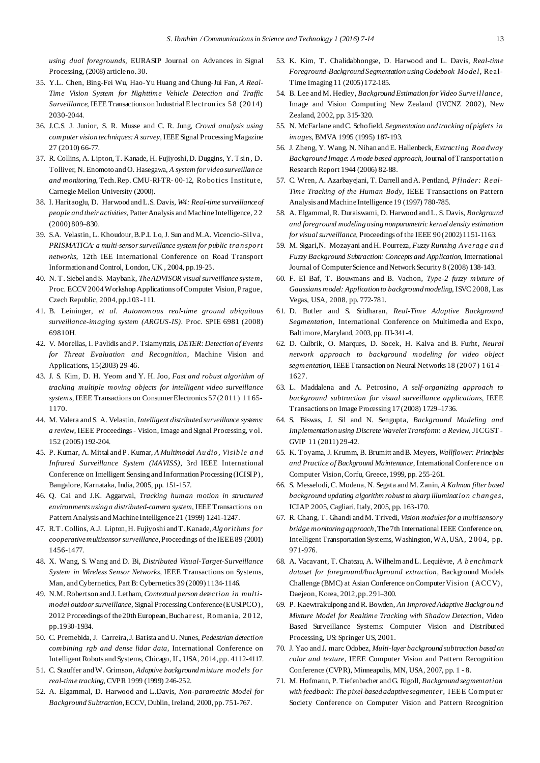*using dual foregrounds*, EURASIP Journal on Advances in Signal Processing, (2008) article no. 30.

35. Y.L. Chen, Bing-Fei Wu, Hao-Yu Huang and Chung-Jui Fan, *A Real-Time Vision System for Nighttime Vehicle Detection and Traffic Surveillance*, IEEE Transactions on Industrial Electronics 58 (2014) 2030-2044.
36. J.C.S. J. Junior, S. R. Musse and C. R. Jung, *Crowd analysis using computer vision techniques: A survey*, IEEE Signal Processing Magazine 27 (2010) 66-77.
37. R. Collins, A. Lipton, T. Kanade, H. Fujiyoshi, D. Duggins, Y. Tsin, D. Tolliver, N. Enomoto and O. Hasegawa, *A system for video surveillance and monitoring*, Tech. Rep. CMU-RI-TR- 00-12, Robotics Institute, Carnegie Mellon University (2000).
38. I. Haritaoglu, D. Harwood and L.S. Davis, *W4: Real-time surveillance of people and their activities*, Patter Analysis and Machine Intelligence, 22 (2000) 809–830.
39. S.A. Velastin, L. Khoudour, B.P.L Lo, J. Sun and M.A. Vicencio-Silva, *PRISMATICA: a multi-sensor surveillance system for public transport networks*, 12th IEE International Conference on Road Transport Information and Control, London, UK, 2004, pp.19-25.
40. N. T. Siebel and S. Maybank, *The ADVISOR visual surveillance system*, Proc. ECCV 2004 Workshop Applications of Computer Vision, Prague, Czech Republic, 2004, pp.103-111.
41. B. Leininger, *et al. Autonomous real-time ground ubiquitous surveillance-imaging system (ARGUS-IS)*. Proc. SPIE 6981 (2008) 69810H.
42. V. Morellas, I. Pavlidis and P. Tsiamyrtzis, *DETER: Detection of Events for Threat Evaluation and Recognition*, Machine Vision and Applications, 15(2003) 29-46.
43. J. S. Kim, D. H. Yeom and Y. H. Joo, *Fast and robust algorithm of tracking multiple moving objects for intelligent video surveillance systems*, IEEE Transactions on Consumer Electronics 57 (2011) 1165-1170.
44. M. Valera and S. A. Velastin, *Intelligent distributed surveillance systems: a review*, IEEE Proceedings - Vision, Image and Signal Processing, vol. 152 (2005) 192-204.
45. P. Kumar, A. Mittal and P. Kumar, *A Multimodal Audio, Visible and Infrared Surveillance System (MAVISS)*, 3rd IEEE International Conference on Intelligent Sensing and Information Processing (ICISIP), Bangalore, Karnataka, India, 2005, pp. 151-157.
46. Q. Cai and J.K. Aggarwal, *Tracking human motion in structured environments using a distributed-camera system*, IEEE Transactions on Pattern Analysis and Machine Intelligence 21 (1999) 1241-1247.
47. R.T. Collins, A.J. Lipton, H. Fujiyoshi and T. Kanade, *Algorithms for cooperative multisensor surveillance*, Proceedings of the IEEE 89 (2001) 1456-1477.
48. X. Wang, S. Wang and D. Bi, *Distributed Visual-Target-Surveillance System in Wireless Sensor Networks*, IEEE Transactions on Systems, Man, and Cybernetics, Part B: Cybernetics 39 (2009) 1134-1146.
49. N.M. Robertson and J. Letham, *Contextual person detection in multi-modal outdoor surveillance*, Signal Processing Conference (EUSIPCO), 2012 Proceedings of the 20th European, Bucharest, Romania, 2012, pp.1930-1934.
50. C. Premebida, J. Carreira, J. Batista and U. Nunes, *Pedestrian detection combining rgb and dense lidar data*, International Conference on Intelligent Robots and Systems, Chicago, IL, USA, 2014, pp. 4112-4117.
51. C. Stauffer and W. Grimson, *Adaptive background mixture models for real-time tracking*, CVPR 1999 (1999) 246-252.
52. A. Elgammal, D. Harwood and L.Davis, *Non-parametric Model for Background Subtraction*, ECCV, Dublin, Ireland, 2000, pp. 751-767.
53. K. Kim, T. Chalidabhongse, D. Harwood and L. Davis, *Real-time Foreground-Background Segmentation using Codebook Model*, Real-Time Imaging 11 (2005) 172-185.
54. B. Lee and M. Hedley, *Background Estimation for Video Surveillance*, Image and Vision Computing New Zealand (IVCNZ 2002), New Zealand, 2002, pp. 315-320.
55. N. McFarlane and C. Schofield, *Segmentation and tracking of piglets in images*, BMVA 1995 (1995) 187-193.
56. J. Zheng, Y. Wang, N. Nihan and E. Hallenbeck, *Extracting Roadway Background Image: A mode based approach*, Journal of Transportation Research Report 1944 (2006) 82-88.
57. C. Wren, A. Azarbayejani, T. Darrell and A. Pentland, *Pfinder: Real-Time Tracking of the Human Body*, IEEE Transactions on Pattern Analysis and Machine Intelligence 19 (1997) 780-785.
58. A. Elgammal, R. Duraiswami, D. Harwood and L. S. Davis, *Background and foreground modeling using nonparametric kernel density estimation for visual surveillance*, Proceedings of the IEEE 90 (2002) 1151-1163.
59. M. Sigari,N. Mozayani and H. Pourreza, *Fuzzy Running Average and Fuzzy Background Subtraction: Concepts and Application*, International Journal of Computer Science and Network Security 8 (2008) 138-143.
60. F. El Baf, T. Bouwmans and B. Vachon, *Type-2 fuzzy mixture of Gaussians model: Application to background modeling*, ISVC 2008, Las Vegas, USA, 2008, pp. 772-781.
61. D. Butler and S. Sridharan, *Real-Time Adaptive Background Segmentation*, International Conference on Multimedia and Expo, Baltimore, Maryland, 2003, pp. III-341-4.
62. D. Culbrik, O. Marques, D. Socek, H. Kalva and B. Furht, *Neural network approach to background modeling for video object segmentation*, IEEE Transaction on Neural Networks 18 (2007) 1614–1627.
63. L. Maddalena and A. Petrosino, *A self-organizing approach to background subtraction for visual surveillance applications*, IEEE Transactions on Image Processing 17 (2008) 1729–1736.
64. S. Biswas, J. Sil and N. Sengupta, *Background Modeling and Implementation using Discrete Wavelet Transform: a Review*, JICGST-GVIP 11 (2011) 29-42.
65. K. Toyama, J. Krumm, B. Brumitt and B. Meyers, *Wallflower: Principles and Practice of Background Maintenance*, International Conference on Computer Vision, Corfu, Greece, 1999, pp. 255-261.
66. S. Messelodi, C. Modena, N. Segata and M. Zanin, *A Kalman filter based background updating algorithm robust to sharp illumination changes*, ICIAP 2005, Cagliari, Italy, 2005, pp. 163-170.
67. R. Chang, T. Ghandi and M. Trivedi, *Vision modules for a multisensory bridge monitoring approach*, The 7th International IEEE Conference on, Intelligent Transportation Systems, Washington, WA, USA, 2004, pp. 971-976.
68. A. Vacavant, T. Chateau, A. Wilhelm and L. Lequièvre, *A benchmark dataset for foreground/background extraction*, Background Models Challenge (BMC) at Asian Conference on Computer Vision (ACCV), Daejeon, Korea, 2012, pp. 291–300.
69. P. Kaewtrakulpong and R. Bowden, *An Improved Adaptive Background Mixture Model for Realtime Tracking with Shadow Detection*, Video Based Surveillance Systems: Computer Vision and Distributed Processing, US: Springer US, 2001.
70. J. Yao and J. marc Odobez, *Multi-layer background subtraction based on color and texture*, IEEE Computer Vision and Pattern Recognition Conference (CVPR), Minneapolis, MN, USA, 2007, pp. 1 - 8.
71. M. Hofmann, P. Tiefenbacher and G. Rigoll, *Background segmentation with feedback: The pixel-based adaptive segmenter*, IEEE Computer Society Conference on Computer Vision and Pattern Recognition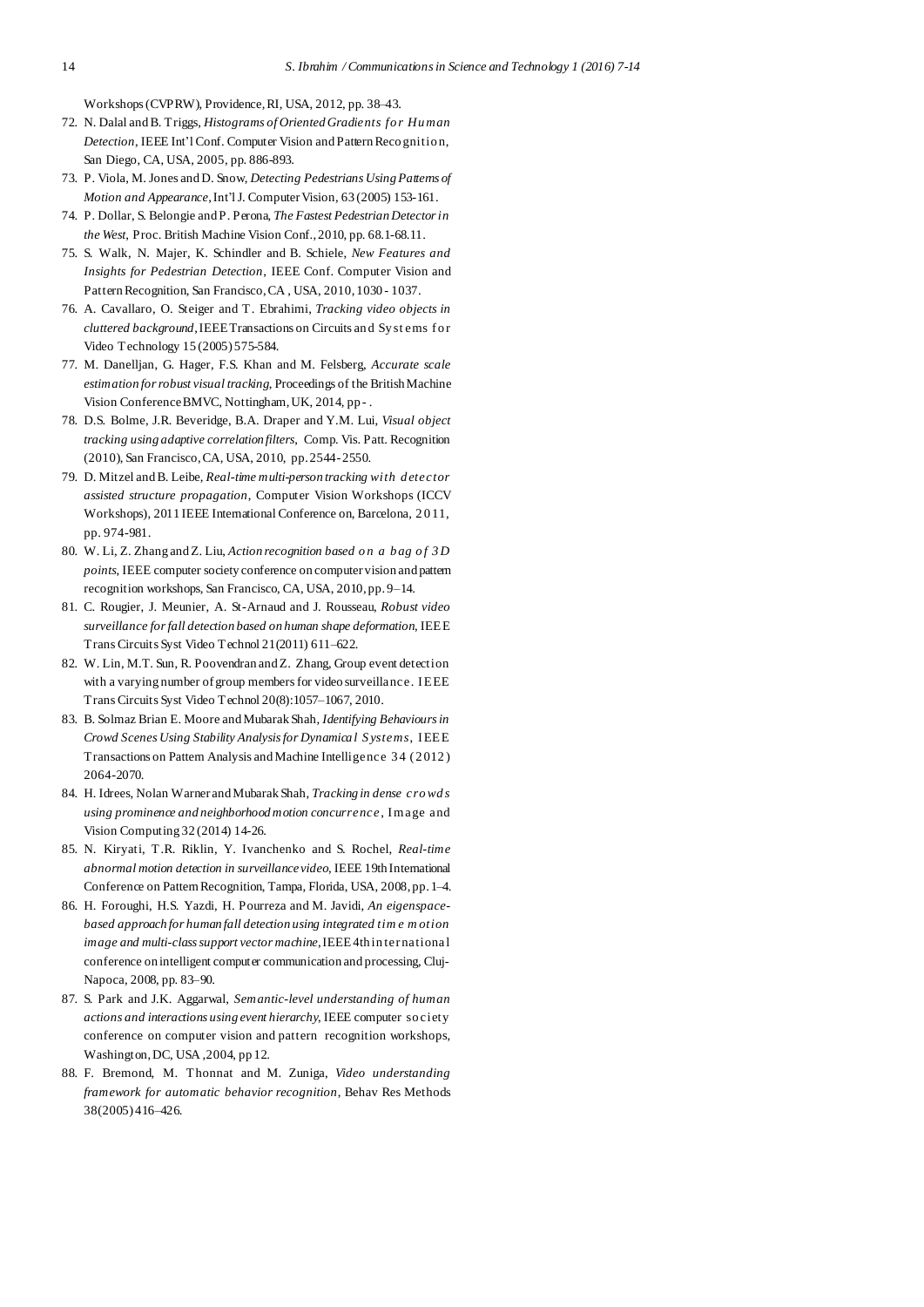Workshops (CVPRW), Providence, RI, USA, 2012, pp. 38–43.

72. N. Dalal and B. Triggs, *Histograms of Oriented Gradients for Human Detection*, IEEE Int'l Conf. Computer Vision and Pattern Recognition, San Diego, CA, USA, 2005, pp. 886-893.
73. P. Viola, M. Jones and D. Snow, *Detecting Pedestrians Using Patterns of Motion and Appearance*, Int'l J. Computer Vision, 63 (2005) 153-161.
74. P. Dollar, S. Belongie and P. Perona, *The Fastest Pedestrian Detector in the West*, Proc. British Machine Vision Conf., 2010, pp. 68.1-68.11.
75. S. Walk, N. Majer, K. Schindler and B. Schiele, *New Features and Insights for Pedestrian Detection*, IEEE Conf. Computer Vision and Pattern Recognition, San Francisco, CA , USA, 2010, 1030 - 1037.
76. A. Cavallaro, O. Steiger and T. Ebrahimi, *Tracking video objects in cluttered background*, IEEE Transactions on Circuits and Systems for Video Technology 15 (2005) 575-584.
77. M. Danelljan, G. Hager, F.S. Khan and M. Felsberg, *Accurate scale estimation for robust visual tracking*, Proceedings of the British Machine Vision Conference BMVC, Nottingham, UK, 2014, pp - .
78. D.S. Bolme, J.R. Beveridge, B.A. Draper and Y.M. Lui, *Visual object tracking using adaptive correlation filters*, Comp. Vis. Patt. Recognition (2010), San Francisco, CA, USA, 2010, pp. 2544-2550.
79. D. Mitzel and B. Leibe, *Real-time multi-person tracking with detector assisted structure propagation*, Computer Vision Workshops (ICCV Workshops), 2011 IEEE International Conference on, Barcelona, 2011, pp. 974-981.
80. W. Li, Z. Zhang and Z. Liu, *Action recognition based on a bag of 3D points*, IEEE computer society conference on computer vision and pattern recognition workshops, San Francisco, CA, USA, 2010, pp. 9–14.
81. C. Rougier, J. Meunier, A. St-Arnaud and J. Rousseau, *Robust video surveillance for fall detection based on human shape deformation*, IEEE Trans Circuits Syst Video Technol 21(2011) 611–622.
82. W. Lin, M.T. Sun, R. Poovendran and Z. Zhang, Group event detection with a varying number of group members for video surveillance. IEEE Trans Circuits Syst Video Technol 20(8):1057–1067, 2010.
83. B. Solmaz Brian E. Moore and Mubarak Shah, *Identifying Behaviours in Crowd Scenes Using Stability Analysis for Dynamical Systems*, IEEE Transactions on Pattern Analysis and Machine Intelligence 34 (2012) 2064-2070.
84. H. Idrees, Nolan Warner and Mubarak Shah, *Tracking in dense crowds using prominence and neighborhood motion concurrence*, Image and Vision Computing 32 (2014) 14-26.
85. N. Kiryati, T.R. Riklin, Y. Ivanchenko and S. Rochel, *Real-time abnormal motion detection in surveillance video*, IEEE 19th International Conference on Pattern Recognition, Tampa, Florida, USA, 2008, pp. 1–4.
86. H. Foroughi, H.S. Yazdi, H. Pourreza and M. Javidi, *An eigenspace-based approach for human fall detection using integrated time motion image and multi-class support vector machine*, IEEE 4th international conference on intelligent computer communication and processing, Cluj-Napoca, 2008, pp. 83–90.
87. S. Park and J.K. Aggarwal, *Semantic-level understanding of human actions and interactions using event hierarchy*, IEEE computer society conference on computer vision and pattern recognition workshops, Washington, DC, USA ,2004, pp 12.
88. F. Bremond, M. Thonnat and M. Zuniga, *Video understanding framework for automatic behavior recognition*, Behav Res Methods 38(2005) 416–426.